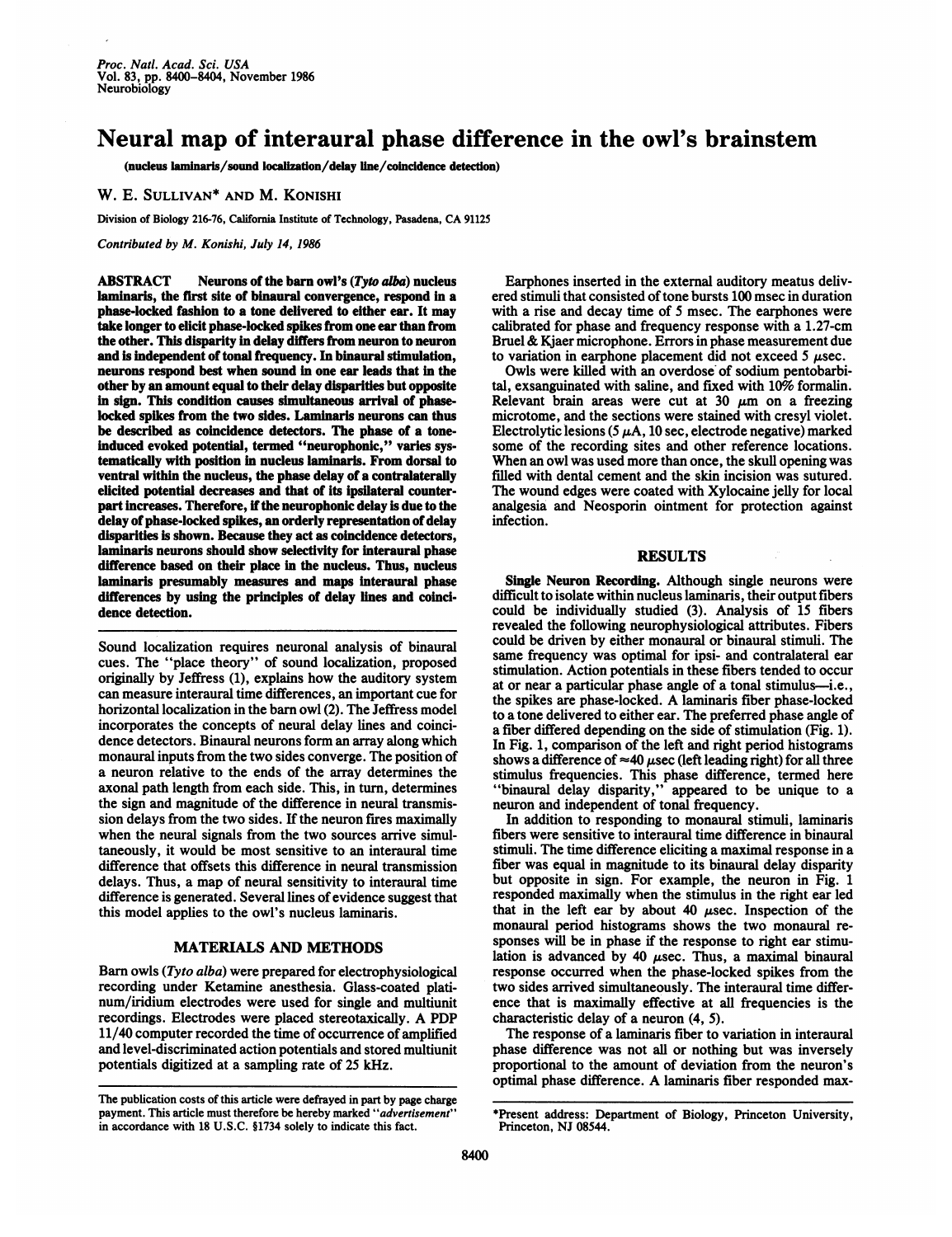# Neural map of interaural phase difference in the owl's brainstem

(nucleus laminaris/sound localization/delay line/coincidence detection)

W. E. SULLIVAN* AND M. KONISHI

Division of Biology 216-76, California Institute of Technology, Pasadena, CA 91125

*Contributed by M. Konishi, July 14, 1986*

**ABSTRACT** Neurons of the barn owl's (*Tyto alba*) nucleus laminaris, the first site of binaural convergence, respond in a phase-locked fashion to a tone delivered to either ear. It may take longer to elicit phase-locked spikes from one ear than from the other. This disparity in delay differs from neuron to neuron and is independent of tonal frequency. In binaural stimulation, neurons respond best when sound in one ear leads that in the other by an amount equal to their delay disparities but opposite in sign. This condition causes simultaneous arrival of phase-locked spikes from the two sides. Laminaris neurons can thus be described as coincidence detectors. The phase of a tone-induced evoked potential, termed "neurophonic," varies systematically with position in nucleus laminaris. From dorsal to ventral within the nucleus, the phase delay of a contralaterally elicited potential decreases and that of its ipsilateral counterpart increases. Therefore, if the neurophonic delay is due to the delay of phase-locked spikes, an orderly representation of delay disparities is shown. Because they act as coincidence detectors, laminaris neurons should show selectivity for interaural phase difference based on their place in the nucleus. Thus, nucleus laminaris presumably measures and maps interaural phase differences by using the principles of delay lines and coincidence detection.

Sound localization requires neuronal analysis of binaural cues. The "place theory" of sound localization, proposed originally by Jeffress (1), explains how the auditory system can measure interaural time differences, an important cue for horizontal localization in the barn owl (2). The Jeffress model incorporates the concepts of neural delay lines and coincidence detectors. Binaural neurons form an array along which monaural inputs from the two sides converge. The position of a neuron relative to the ends of the array determines the axonal path length from each side. This, in turn, determines the sign and magnitude of the difference in neural transmission delays from the two sides. If the neuron fires maximally when the neural signals from the two sources arrive simultaneously, it would be most sensitive to an interaural time difference that offsets this difference in neural transmission delays. Thus, a map of neural sensitivity to interaural time difference is generated. Several lines of evidence suggest that this model applies to the owl's nucleus laminaris.

## MATERIALS AND METHODS

Barn owls (*Tyto alba*) were prepared for electrophysiological recording under Ketamine anesthesia. Glass-coated platinum/iridium electrodes were used for single and multiunit recordings. Electrodes were placed stereotaxically. A PDP 11/40 computer recorded the time of occurrence of amplified and level-discriminated action potentials and stored multiunit potentials digitized at a sampling rate of 25 kHz.

Earphones inserted in the external auditory meatus delivered stimuli that consisted of tone bursts 100 msec in duration with a rise and decay time of 5 msec. The earphones were calibrated for phase and frequency response with a 1.27-cm Bruel & Kjaer microphone. Errors in phase measurement due to variation in earphone placement did not exceed 5 $\mu$sec.

Owls were killed with an overdose of sodium pentobarbital, exsanguinated with saline, and fixed with 10% formalin. Relevant brain areas were cut at 30 $\mu$m on a freezing microtome, and the sections were stained with cresyl violet. Electrolytic lesions (5 $\mu$A, 10 sec, electrode negative) marked some of the recording sites and other reference locations. When an owl was used more than once, the skull opening was filled with dental cement and the skin incision was sutured. The wound edges were coated with Xylocaine jelly for local analgesia and Neosporin ointment for protection against infection.

## RESULTS

**Single Neuron Recording.** Although single neurons were difficult to isolate within nucleus laminaris, their output fibers could be individually studied (3). Analysis of 15 fibers revealed the following neurophysiological attributes. Fibers could be driven by either monaural or binaural stimuli. The same frequency was optimal for ipsi- and contralateral ear stimulation. Action potentials in these fibers tended to occur at or near a particular phase angle of a tonal stimulus—i.e., the spikes are phase-locked. A laminaris fiber phase-locked to a tone delivered to either ear. The preferred phase angle of a fiber differed depending on the side of stimulation (Fig. 1). In Fig. 1, comparison of the left and right period histograms shows a difference of ≈40 $\mu$sec (left leading right) for all three stimulus frequencies. This phase difference, termed here "binaural delay disparity," appeared to be unique to a neuron and independent of tonal frequency.

In addition to responding to monaural stimuli, laminaris fibers were sensitive to interaural time difference in binaural stimuli. The time difference eliciting a maximal response in a fiber was equal in magnitude to its binaural delay disparity but opposite in sign. For example, the neuron in Fig. 1 responded maximally when the stimulus in the right ear led that in the left ear by about 40 $\mu$sec. Inspection of the monaural period histograms shows the two monaural responses will be in phase if the response to right ear stimulation is advanced by 40 $\mu$sec. Thus, a maximal binaural response occurred when the phase-locked spikes from the two sides arrived simultaneously. The interaural time difference that is maximally effective at all frequencies is the characteristic delay of a neuron (4, 5).

The response of a laminaris fiber to variation in interaural phase difference was not all or nothing but was inversely proportional to the amount of deviation from the neuron's optimal phase difference. A laminaris fiber responded max-

The publication costs of this article were defrayed in part by page charge payment. This article must therefore be hereby marked "*advertisement*" in accordance with 18 U.S.C. §1734 solely to indicate this fact.

*Present address: Department of Biology, Princeton University, Princeton, NJ 08544.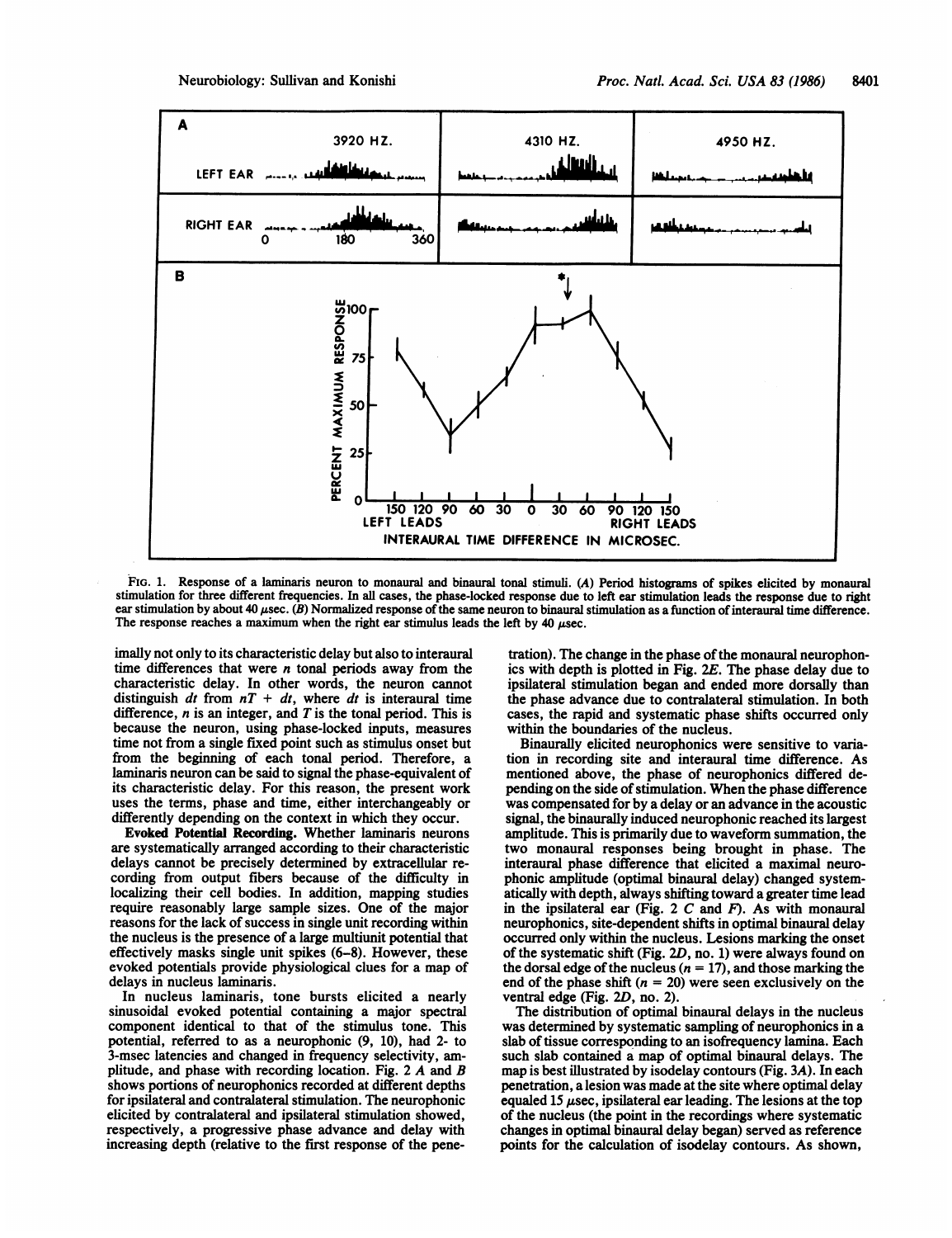FIG. 1. Response of a laminaris neuron to monaural and binaural tonal stimuli. (*A*) Period histograms of spikes elicited by monaural stimulation for three different frequencies. In all cases, the phase-locked response due to left ear stimulation leads the response due to right ear stimulation by about 40 μsec. (*B*) Normalized response of the same neuron to binaural stimulation as a function of interaural time difference. The response reaches a maximum when the right ear stimulus leads the left by 40 μsec.

imally not only to its characteristic delay but also to interaural time differences that were $n$ tonal periods away from the characteristic delay. In other words, the neuron cannot distinguish $dt$ from $nT + dt$, where $dt$ is interaural time difference, $n$ is an integer, and $T$ is the tonal period. This is because the neuron, using phase-locked inputs, measures time not from a single fixed point such as stimulus onset but from the beginning of each tonal period. Therefore, a laminaris neuron can be said to signal the phase-equivalent of its characteristic delay. For this reason, the present work uses the terms, phase and time, either interchangeably or differently depending on the context in which they occur.

**Evoked Potential Recording.** Whether laminaris neurons are systematically arranged according to their characteristic delays cannot be precisely determined by extracellular recording from output fibers because of the difficulty in localizing their cell bodies. In addition, mapping studies require reasonably large sample sizes. One of the major reasons for the lack of success in single unit recording within the nucleus is the presence of a large multiunit potential that effectively masks single unit spikes (6–8). However, these evoked potentials provide physiological clues for a map of delays in nucleus laminaris.

In nucleus laminaris, tone bursts elicited a nearly sinusoidal evoked potential containing a major spectral component identical to that of the stimulus tone. This potential, referred to as a neurophonic (9, 10), had 2- to 3-msec latencies and changed in frequency selectivity, amplitude, and phase with recording location. Fig. 2 *A* and *B* shows portions of neurophonics recorded at different depths for ipsilateral and contralateral stimulation. The neurophonic elicited by contralateral and ipsilateral stimulation showed, respectively, a progressive phase advance and delay with increasing depth (relative to the first response of the penetration). The change in the phase of the monaural neurophonics with depth is plotted in Fig. 2*E*. The phase delay due to ipsilateral stimulation began and ended more dorsally than the phase advance due to contralateral stimulation. In both cases, the rapid and systematic phase shifts occurred only within the boundaries of the nucleus.

Binaurally elicited neurophonics were sensitive to variation in recording site and interaural time difference. As mentioned above, the phase of neurophonics differed depending on the side of stimulation. When the phase difference was compensated for by a delay or an advance in the acoustic signal, the binaurally induced neurophonic reached its largest amplitude. This is primarily due to waveform summation, the two monaural responses being brought in phase. The interaural phase difference that elicited a maximal neurophonic amplitude (optimal binaural delay) changed systematically with depth, always shifting toward a greater time lead in the ipsilateral ear (Fig. 2 *C* and *F*). As with monaural neurophonics, site-dependent shifts in optimal binaural delay occurred only within the nucleus. Lesions marking the onset of the systematic shift (Fig. 2*D*, no. 1) were always found on the dorsal edge of the nucleus ($n = 17$), and those marking the end of the phase shift ($n = 20$) were seen exclusively on the ventral edge (Fig. 2*D*, no. 2).

The distribution of optimal binaural delays in the nucleus was determined by systematic sampling of neurophonics in a slab of tissue corresponding to an isofrequency lamina. Each such slab contained a map of optimal binaural delays. The map is best illustrated by isodelay contours (Fig. 3*A*). In each penetration, a lesion was made at the site where optimal delay equaled 15 μsec, ipsilateral ear leading. The lesions at the top of the nucleus (the point in the recordings where systematic changes in optimal binaural delay began) served as reference points for the calculation of isodelay contours. As shown,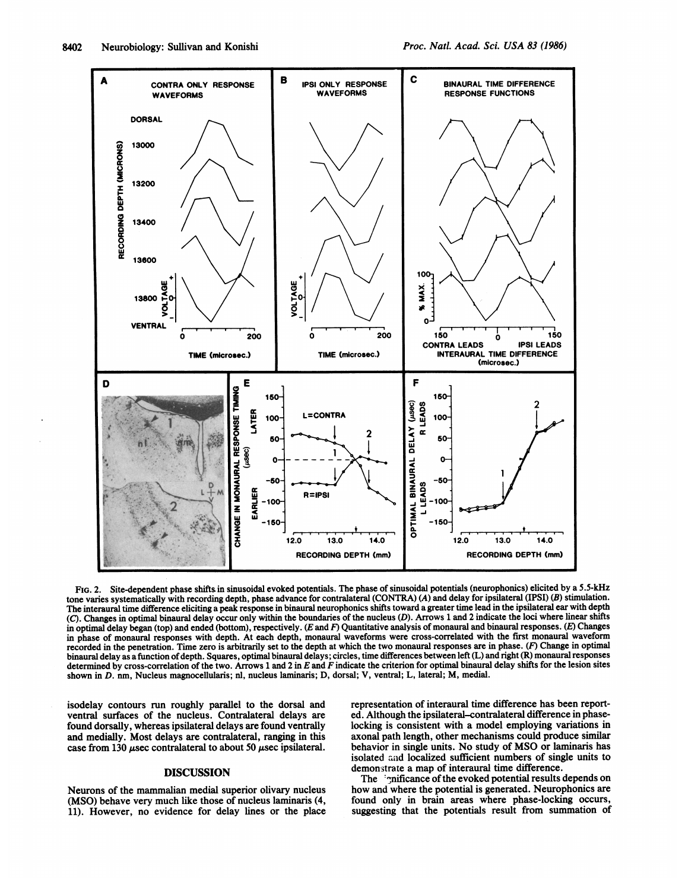FIG. 2. Site-dependent phase shifts in sinusoidal evoked potentials. The phase of sinusoidal potentials (neurophonics) elicited by a 5.5-kHz tone varies systematically with recording depth, phase advance for contralateral (CONTRA) (*A*) and delay for ipsilateral (IPSI) (*B*) stimulation. The interaural time difference eliciting a peak response in binaural neurophonics shifts toward a greater time lead in the ipsilateral ear with depth (*C*). Changes in optimal binaural delay occur only within the boundaries of the nucleus (*D*). Arrows 1 and 2 indicate the loci where linear shifts in optimal delay began (top) and ended (bottom), respectively. (*E* and *F*) Quantitative analysis of monaural and binaural responses. (*E*) Changes in phase of monaural responses with depth. At each depth, monaural waveforms were cross-correlated with the first monaural waveform recorded in the penetration. Time zero is arbitrarily set to the depth at which the two monaural responses are in phase. (*F*) Change in optimal binaural delay as a function of depth. Squares, optimal binaural delays; circles, time differences between left (L) and right (R) monaural responses determined by cross-correlation of the two. Arrows 1 and 2 in *E* and *F* indicate the criterion for optimal binaural delay shifts for the lesion sites shown in *D*. nm, Nucleus magnocellularis; nl, nucleus laminaris; D, dorsal; V, ventral; L, lateral; M, medial.

isodelay contours run roughly parallel to the dorsal and ventral surfaces of the nucleus. Contralateral delays are found dorsally, whereas ipsilateral delays are found ventrally and medially. Most delays are contralateral, ranging in this case from 130 μsec contralateral to about 50 μsec ipsilateral.

## DISCUSSION

Neurons of the mammalian medial superior olivary nucleus (MSO) behave very much like those of nucleus laminaris (4, 11). However, no evidence for delay lines or the place representation of interaural time difference has been reported. Although the ipsilateral–contralateral difference in phase-locking is consistent with a model employing variations in axonal path length, other mechanisms could produce similar behavior in single units. No study of MSO or laminaris has isolated and localized sufficient numbers of single units to demonstrate a map of interaural time difference.

The significance of the evoked potential results depends on how and where the potential is generated. Neurophonics are found only in brain areas where phase-locking occurs, suggesting that the potentials result from summation of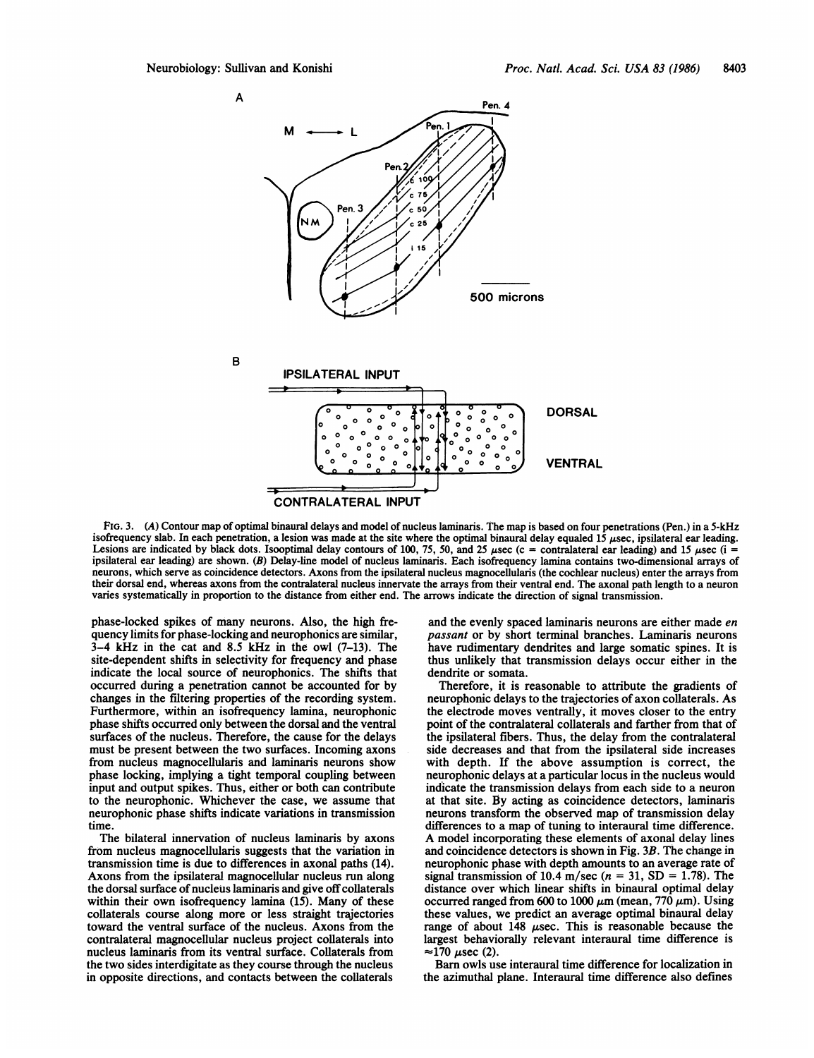FIG. 3. (A) Contour map of optimal binaural delays and model of nucleus laminaris. The map is based on four penetrations (Pen.) in a 5-kHz isofrequency slab. In each penetration, a lesion was made at the site where the optimal binaural delay equaled 15 μsec, ipsilateral ear leading. Lesions are indicated by black dots. Isooptimal delay contours of 100, 75, 50, and 25 μsec (c = contralateral ear leading) and 15 μsec (i = ipsilateral ear leading) are shown. (B) Delay-line model of nucleus laminaris. Each isofrequency lamina contains two-dimensional arrays of neurons, which serve as coincidence detectors. Axons from the ipsilateral nucleus magnocellularis (the cochlear nucleus) enter the arrays from their dorsal end, whereas axons from the contralateral nucleus innervate the arrays from their ventral end. The axonal path length to a neuron varies systematically in proportion to the distance from either end. The arrows indicate the direction of signal transmission.

phase-locked spikes of many neurons. Also, the high frequency limits for phase-locking and neurophonics are similar, 3–4 kHz in the cat and 8.5 kHz in the owl (7–13). The site-dependent shifts in selectivity for frequency and phase indicate the local source of neurophonics. The shifts that occurred during a penetration cannot be accounted for by changes in the filtering properties of the recording system. Furthermore, within an isofrequency lamina, neurophonic phase shifts occurred only between the dorsal and the ventral surfaces of the nucleus. Therefore, the cause for the delays must be present between the two surfaces. Incoming axons from nucleus magnocellularis and laminaris neurons show phase locking, implying a tight temporal coupling between input and output spikes. Thus, either or both can contribute to the neurophonic. Whichever the case, we assume that neurophonic phase shifts indicate variations in transmission time.

The bilateral innervation of nucleus laminaris by axons from nucleus magnocellularis suggests that the variation in transmission time is due to differences in axonal paths (14). Axons from the ipsilateral magnocellular nucleus run along the dorsal surface of nucleus laminaris and give off collaterals within their own isofrequency lamina (15). Many of these collaterals course along more or less straight trajectories toward the ventral surface of the nucleus. Axons from the contralateral magnocellular nucleus project collaterals into nucleus laminaris from its ventral surface. Collaterals from the two sides interdigitate as they course through the nucleus in opposite directions, and contacts between the collaterals and the evenly spaced laminaris neurons are either made *en passant* or by short terminal branches. Laminaris neurons have rudimentary dendrites and large somatic spines. It is thus unlikely that transmission delays occur either in the dendrite or somata.

Therefore, it is reasonable to attribute the gradients of neurophonic delays to the trajectories of axon collaterals. As the electrode moves ventrally, it moves closer to the entry point of the contralateral collaterals and farther from that of the ipsilateral fibers. Thus, the delay from the contralateral side decreases and that from the ipsilateral side increases with depth. If the above assumption is correct, the neurophonic delays at a particular locus in the nucleus would indicate the transmission delays from each side to a neuron at that site. By acting as coincidence detectors, laminaris neurons transform the observed map of transmission delay differences to a map of tuning to interaural time difference. A model incorporating these elements of axonal delay lines and coincidence detectors is shown in Fig. 3B. The change in neurophonic phase with depth amounts to an average rate of signal transmission of 10.4 m/sec ($n = 31$, SD = 1.78). The distance over which linear shifts in binaural optimal delay occurred ranged from 600 to 1000 μm (mean, 770 μm). Using these values, we predict an average optimal binaural delay range of about 148 μsec. This is reasonable because the largest behaviorally relevant interaural time difference is ≈170 μsec (2).

Barn owls use interaural time difference for localization in the azimuthal plane. Interaural time difference also defines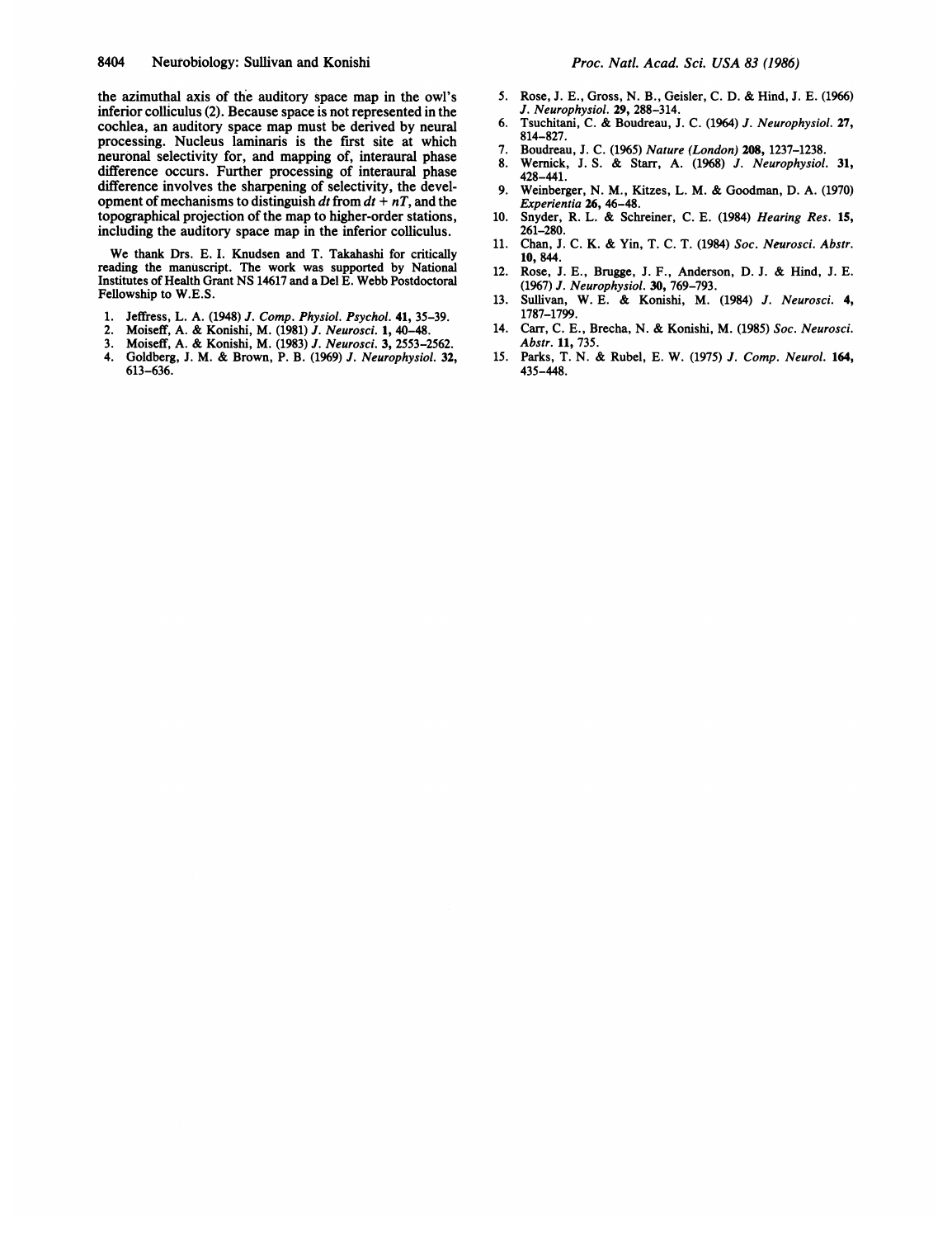the azimuthal axis of the auditory space map in the owl's inferior colliculus (2). Because space is not represented in the cochlea, an auditory space map must be derived by neural processing. Nucleus laminaris is the first site at which neuronal selectivity for, and mapping of, interaural phase difference occurs. Further processing of interaural phase difference involves the sharpening of selectivity, the development of mechanisms to distinguish $dt$ from $dt + nT$, and the topographical projection of the map to higher-order stations, including the auditory space map in the inferior colliculus.

We thank Drs. E. I. Knudsen and T. Takahashi for critically reading the manuscript. The work was supported by National Institutes of Health Grant NS 14617 and a Del E. Webb Postdoctoral Fellowship to W.E.S.

1. Jeffress, L. A. (1948) *J. Comp. Physiol. Psychol.* **41**, 35–39.
2. Moiseff, A. & Konishi, M. (1981) *J. Neurosci.* **1**, 40–48.
3. Moiseff, A. & Konishi, M. (1983) *J. Neurosci.* **3**, 2553–2562.
4. Goldberg, J. M. & Brown, P. B. (1969) *J. Neurophysiol.* **32**, 613–636.
5. Rose, J. E., Gross, N. B., Geisler, C. D. & Hind, J. E. (1966) *J. Neurophysiol.* **29**, 288–314.
6. Tsuchitani, C. & Boudreau, J. C. (1964) *J. Neurophysiol.* **27**, 814–827.
7. Boudreau, J. C. (1965) *Nature (London)* **208**, 1237–1238.
8. Wernick, J. S. & Starr, A. (1968) *J. Neurophysiol.* **31**, 428–441.
9. Weinberger, N. M., Kitzes, L. M. & Goodman, D. A. (1970) *Experientia* **26**, 46–48.
10. Snyder, R. L. & Schreiner, C. E. (1984) *Hearing Res.* **15**, 261–280.
11. Chan, J. C. K. & Yin, T. C. T. (1984) *Soc. Neurosci. Abstr.* **10**, 844.
12. Rose, J. E., Brugge, J. F., Anderson, D. J. & Hind, J. E. (1967) *J. Neurophysiol.* **30**, 769–793.
13. Sullivan, W. E. & Konishi, M. (1984) *J. Neurosci.* **4**, 1787–1799.
14. Carr, C. E., Brecha, N. & Konishi, M. (1985) *Soc. Neurosci. Abstr.* **11**, 735.
15. Parks, T. N. & Rubel, E. W. (1975) *J. Comp. Neurol.* **164**, 435–448.